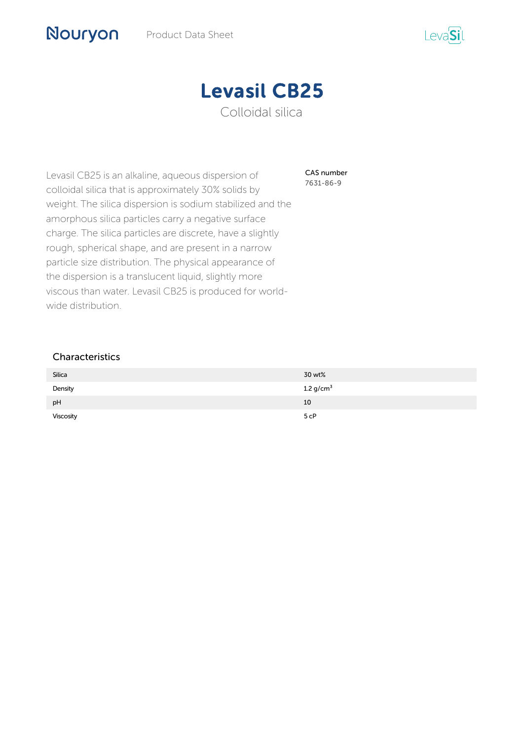# Levasil CB25

Colloidal silica

Levasil CB25 is an alkaline, aqueous dispersion of colloidal silica that is approximately 30% solids by weight. The silica dispersion is sodium stabilized and the amorphous silica particles carry a negative surface charge. The silica particles are discrete, have a slightly rough, spherical shape, and are present in a narrow particle size distribution. The physical appearance of the dispersion is a translucent liquid, slightly more viscous than water. Levasil CB25 is produced for world-wide distribution.

CAS number
7631-86-9

## Characteristics

| | |
|---|---|
| Silica | 30 wt% |
| Density | 1.2 g/cm$^3$ |
| pH | 10 |
| Viscosity | 5 cP |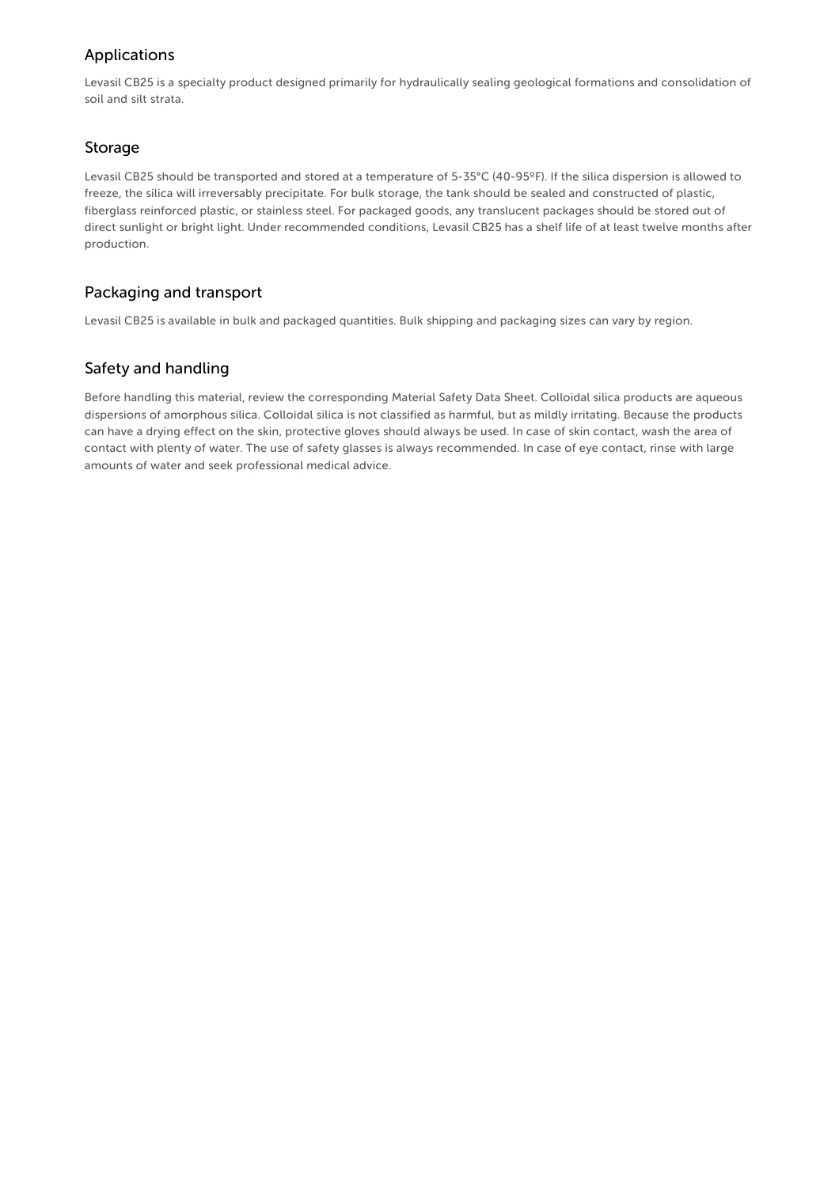## Applications

Levasil CB25 is a specialty product designed primarily for hydraulically sealing geological formations and consolidation of soil and silt strata.

## Storage

Levasil CB25 should be transported and stored at a temperature of 5-35°C (40-95ºF). If the silica dispersion is allowed to freeze, the silica will irreversably precipitate. For bulk storage, the tank should be sealed and constructed of plastic, fiberglass reinforced plastic, or stainless steel. For packaged goods, any translucent packages should be stored out of direct sunlight or bright light. Under recommended conditions, Levasil CB25 has a shelf life of at least twelve months after production.

## Packaging and transport

Levasil CB25 is available in bulk and packaged quantities. Bulk shipping and packaging sizes can vary by region.

## Safety and handling

Before handling this material, review the corresponding Material Safety Data Sheet. Colloidal silica products are aqueous dispersions of amorphous silica. Colloidal silica is not classified as harmful, but as mildly irritating. Because the products can have a drying effect on the skin, protective gloves should always be used. In case of skin contact, wash the area of contact with plenty of water. The use of safety glasses is always recommended. In case of eye contact, rinse with large amounts of water and seek professional medical advice.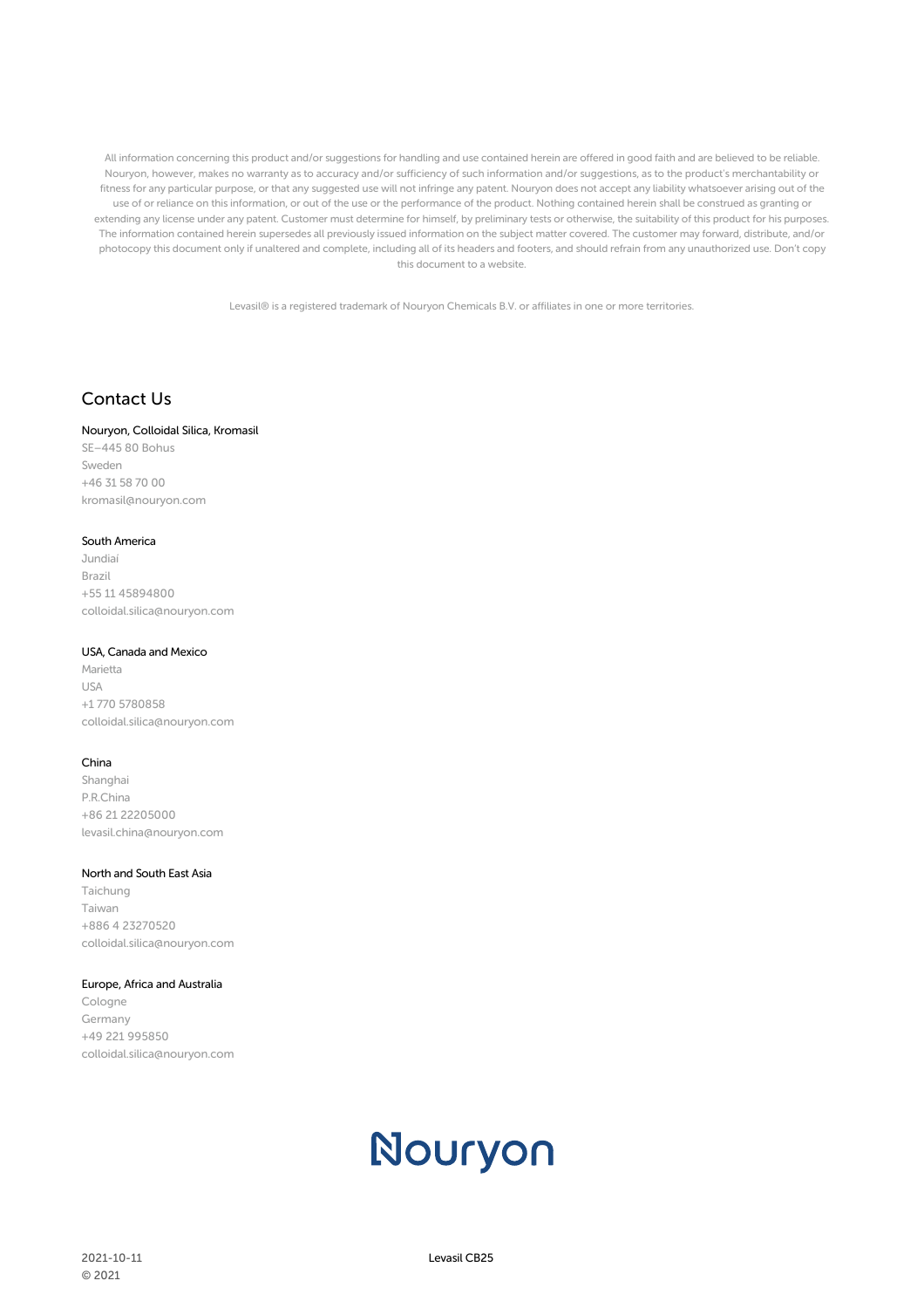All information concerning this product and/or suggestions for handling and use contained herein are offered in good faith and are believed to be reliable. Nouryon, however, makes no warranty as to accuracy and/or sufficiency of such information and/or suggestions, as to the product's merchantability or fitness for any particular purpose, or that any suggested use will not infringe any patent. Nouryon does not accept any liability whatsoever arising out of the use of or reliance on this information, or out of the use or the performance of the product. Nothing contained herein shall be construed as granting or extending any license under any patent. Customer must determine for himself, by preliminary tests or otherwise, the suitability of this product for his purposes. The information contained herein supersedes all previously issued information on the subject matter covered. The customer may forward, distribute, and/or photocopy this document only if unaltered and complete, including all of its headers and footers, and should refrain from any unauthorized use. Don't copy this document to a website.

Levasil® is a registered trademark of Nouryon Chemicals B.V. or affiliates in one or more territories.

## Contact Us

**Nouryon, Colloidal Silica, Kromasil**
SE–445 80 Bohus
Sweden
+46 31 58 70 00
kromasil@nouryon.com

**South America**
Jundiaí
Brazil
+55 11 45894800
colloidal.silica@nouryon.com

**USA, Canada and Mexico**
Marietta
USA
+1 770 5780858
colloidal.silica@nouryon.com

**China**
Shanghai
P.R.China
+86 21 22205000
levasil.china@nouryon.com

**North and South East Asia**
Taichung
Taiwan
+886 4 23270520
colloidal.silica@nouryon.com

**Europe, Africa and Australia**
Cologne
Germany
+49 221 995850
colloidal.silica@nouryon.com

Nouryon

2021-10-11
© 2021

Levasil CB25